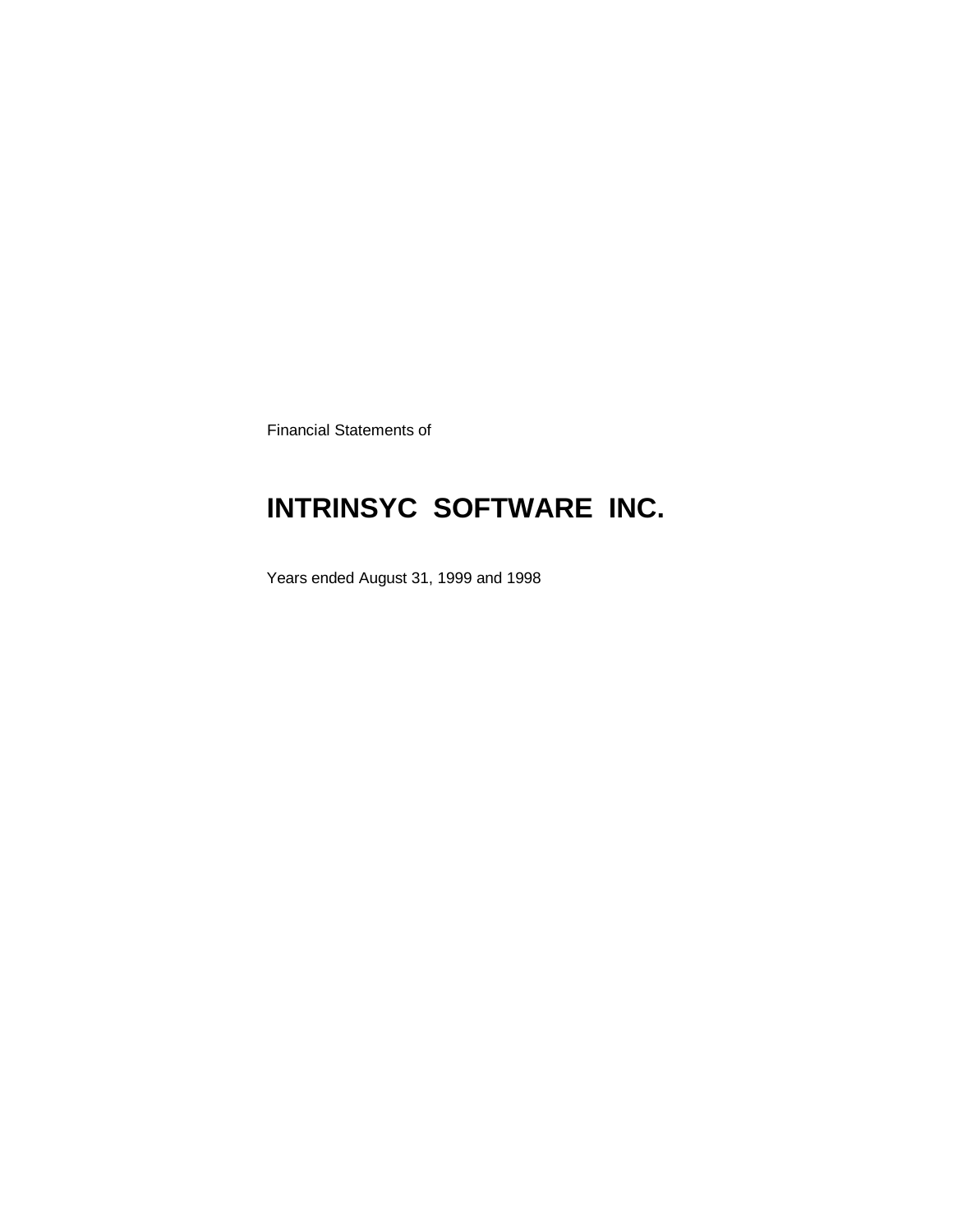Financial Statements of

# INTRINSYC SOFTWARE INC.

Years ended August 31, 1999 and 1998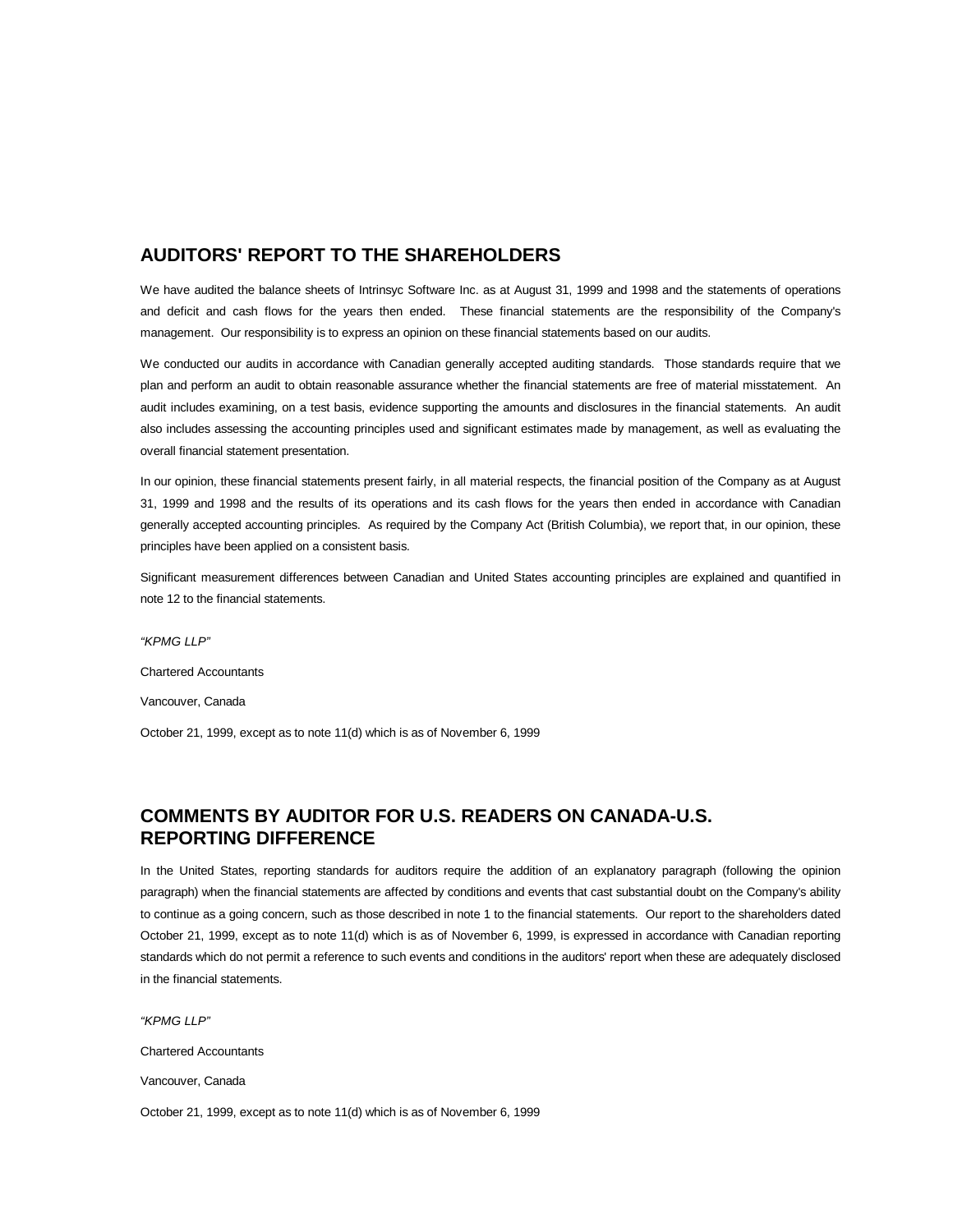## AUDITORS' REPORT TO THE SHAREHOLDERS

We have audited the balance sheets of Intrinsyc Software Inc. as at August 31, 1999 and 1998 and the statements of operations and deficit and cash flows for the years then ended. These financial statements are the responsibility of the Company's management. Our responsibility is to express an opinion on these financial statements based on our audits.

We conducted our audits in accordance with Canadian generally accepted auditing standards. Those standards require that we plan and perform an audit to obtain reasonable assurance whether the financial statements are free of material misstatement. An audit includes examining, on a test basis, evidence supporting the amounts and disclosures in the financial statements. An audit also includes assessing the accounting principles used and significant estimates made by management, as well as evaluating the overall financial statement presentation.

In our opinion, these financial statements present fairly, in all material respects, the financial position of the Company as at August 31, 1999 and 1998 and the results of its operations and its cash flows for the years then ended in accordance with Canadian generally accepted accounting principles. As required by the Company Act (British Columbia), we report that, in our opinion, these principles have been applied on a consistent basis.

Significant measurement differences between Canadian and United States accounting principles are explained and quantified in note 12 to the financial statements.

*"KPMG LLP"*

Chartered Accountants

Vancouver, Canada

October 21, 1999, except as to note 11(d) which is as of November 6, 1999

## COMMENTS BY AUDITOR FOR U.S. READERS ON CANADA-U.S. REPORTING DIFFERENCE

In the United States, reporting standards for auditors require the addition of an explanatory paragraph (following the opinion paragraph) when the financial statements are affected by conditions and events that cast substantial doubt on the Company's ability to continue as a going concern, such as those described in note 1 to the financial statements. Our report to the shareholders dated October 21, 1999, except as to note 11(d) which is as of November 6, 1999, is expressed in accordance with Canadian reporting standards which do not permit a reference to such events and conditions in the auditors' report when these are adequately disclosed in the financial statements.

*"KPMG LLP"*

Chartered Accountants

Vancouver, Canada

October 21, 1999, except as to note 11(d) which is as of November 6, 1999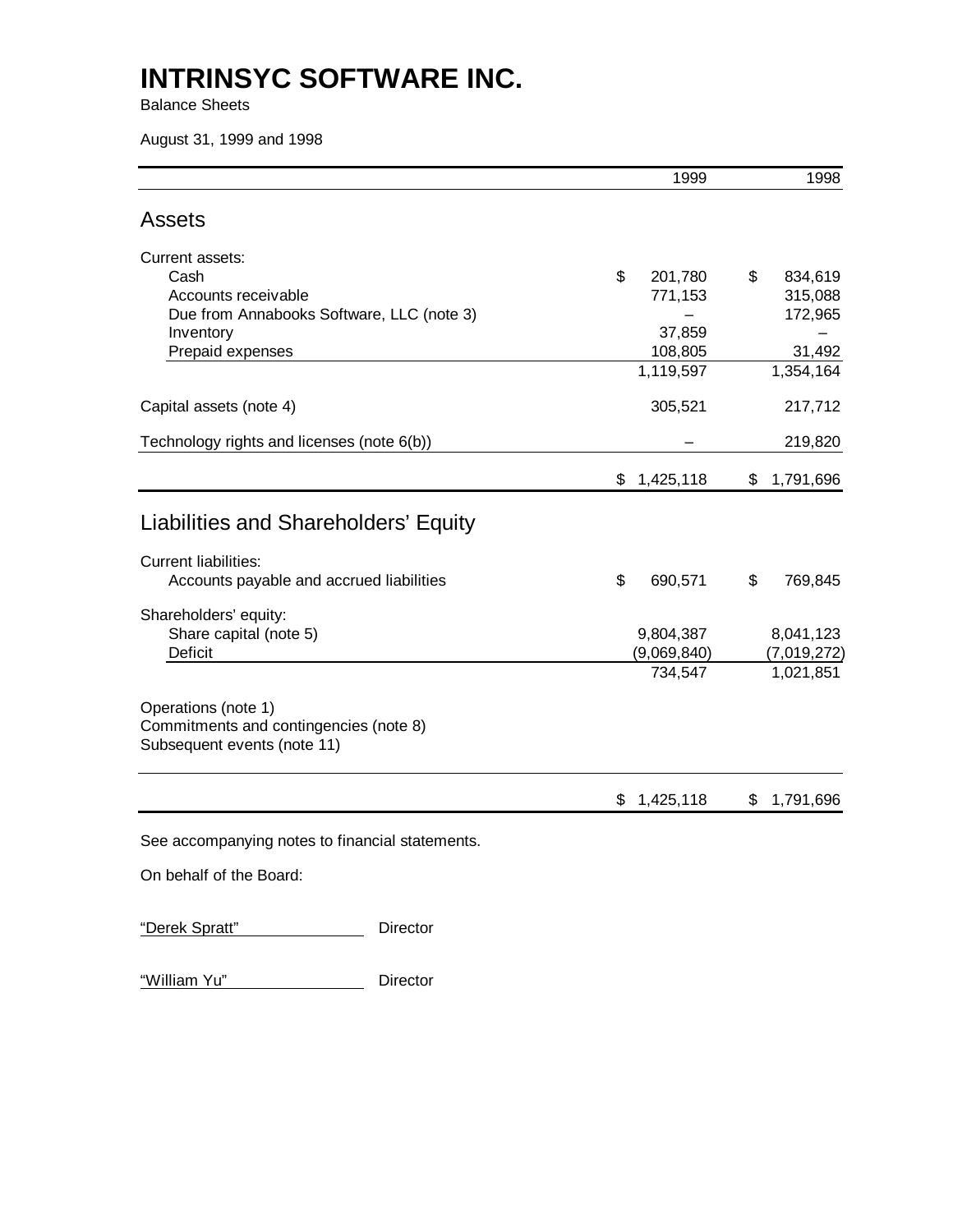# INTRINSYC SOFTWARE INC.

Balance Sheets

August 31, 1999 and 1998

| | 1999 | 1998 |
|---|---|---|
| **Assets** | | |
| Current assets: | | |
| Cash | $ 201,780 | $ 834,619 |
| Accounts receivable | 771,153 | 315,088 |
| Due from Annabooks Software, LLC (note 3) | – | 172,965 |
| Inventory | 37,859 | – |
| Prepaid expenses | 108,805 | 31,492 |
| | 1,119,597 | 1,354,164 |
| Capital assets (note 4) | 305,521 | 217,712 |
| Technology rights and licenses (note 6(b)) | – | 219,820 |
| | $ 1,425,118 | $ 1,791,696 |
| **Liabilities and Shareholders' Equity** | | |
| Current liabilities: | | |
| Accounts payable and accrued liabilities | $ 690,571 | $ 769,845 |
| Shareholders' equity: | | |
| Share capital (note 5) | 9,804,387 | 8,041,123 |
| Deficit | (9,069,840) | (7,019,272) |
| | 734,547 | 1,021,851 |
| Operations (note 1) | | |
| Commitments and contingencies (note 8) | | |
| Subsequent events (note 11) | | |
| | $ 1,425,118 | $ 1,791,696 |

See accompanying notes to financial statements.

On behalf of the Board:

"Derek Spratt" Director

"William Yu" Director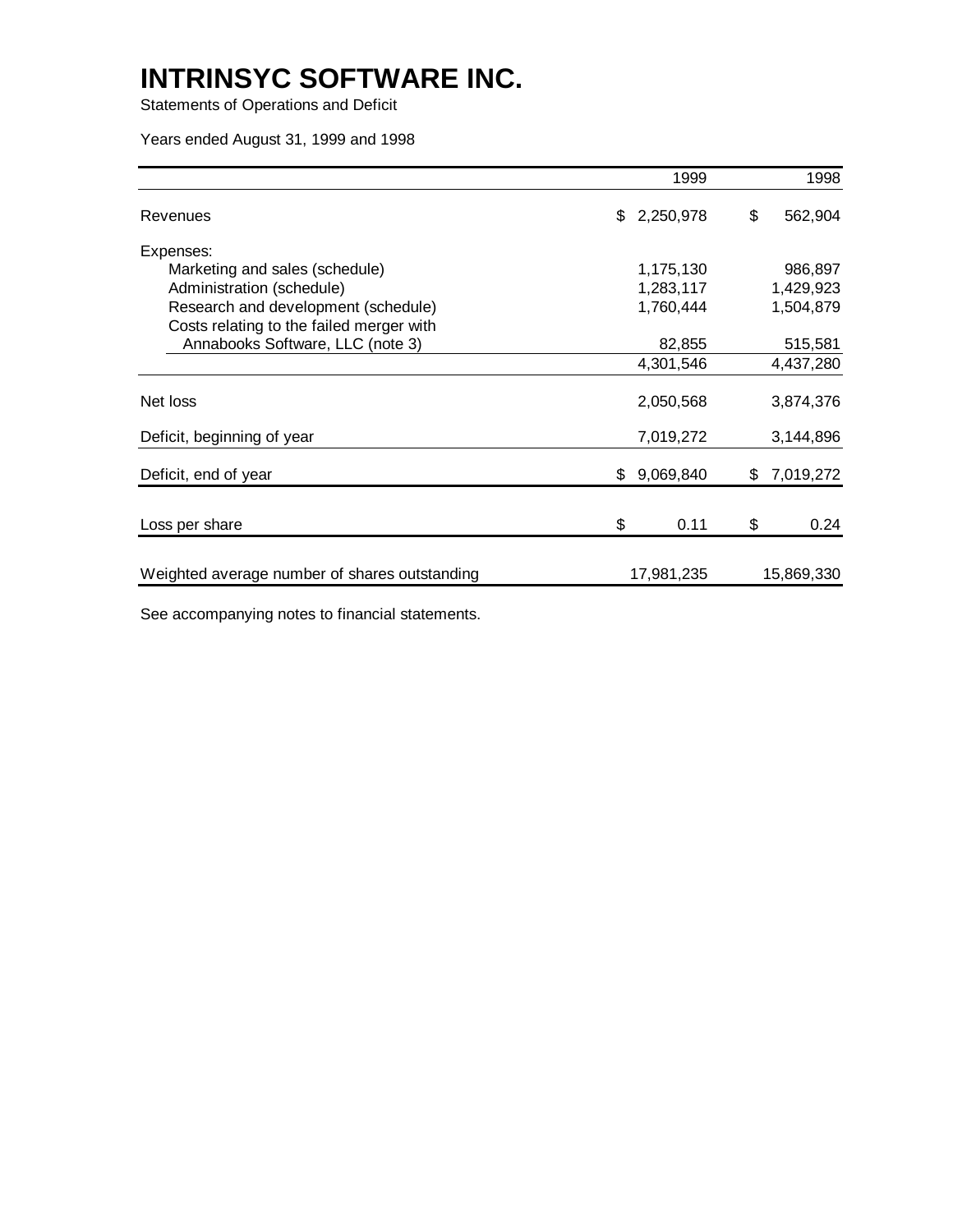# INTRINSYC SOFTWARE INC.

Statements of Operations and Deficit

Years ended August 31, 1999 and 1998

| | 1999 | 1998 |
|---|---|---|
| Revenues | $ 2,250,978 | $ 562,904 |
| Expenses: | | |
| Marketing and sales (schedule) | 1,175,130 | 986,897 |
| Administration (schedule) | 1,283,117 | 1,429,923 |
| Research and development (schedule) | 1,760,444 | 1,504,879 |
| Costs relating to the failed merger with Annabooks Software, LLC (note 3) | 82,855 | 515,581 |
| | 4,301,546 | 4,437,280 |
| Net loss | 2,050,568 | 3,874,376 |
| Deficit, beginning of year | 7,019,272 | 3,144,896 |
| Deficit, end of year | $ 9,069,840 | $ 7,019,272 |
| Loss per share | $ 0.11 | $ 0.24 |
| Weighted average number of shares outstanding | 17,981,235 | 15,869,330 |

See accompanying notes to financial statements.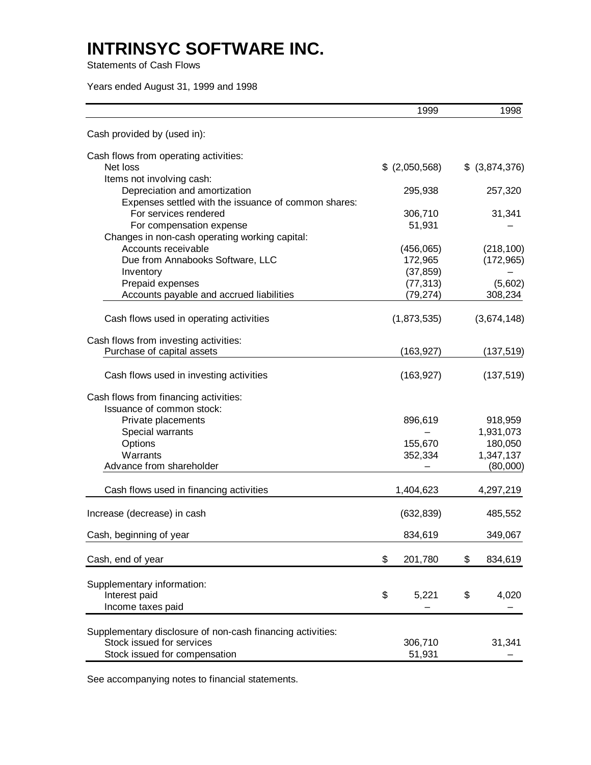# INTRINSYC SOFTWARE INC.

Statements of Cash Flows

Years ended August 31, 1999 and 1998

| | 1999 | 1998 |
|---|---|---|
| Cash provided by (used in): | | |
| Cash flows from operating activities: | | |
| Net loss | $ (2,050,568) | $ (3,874,376) |
| Items not involving cash: | | |
| Depreciation and amortization | 295,938 | 257,320 |
| Expenses settled with the issuance of common shares: | | |
| For services rendered | 306,710 | 31,341 |
| For compensation expense | 51,931 | – |
| Changes in non-cash operating working capital: | | |
| Accounts receivable | (456,065) | (218,100) |
| Due from Annabooks Software, LLC | 172,965 | (172,965) |
| Inventory | (37,859) | – |
| Prepaid expenses | (77,313) | (5,602) |
| Accounts payable and accrued liabilities | (79,274) | 308,234 |
| Cash flows used in operating activities | (1,873,535) | (3,674,148) |
| Cash flows from investing activities: | | |
| Purchase of capital assets | (163,927) | (137,519) |
| Cash flows used in investing activities | (163,927) | (137,519) |
| Cash flows from financing activities: | | |
| Issuance of common stock: | | |
| Private placements | 896,619 | 918,959 |
| Special warrants | – | 1,931,073 |
| Options | 155,670 | 180,050 |
| Warrants | 352,334 | 1,347,137 |
| Advance from shareholder | – | (80,000) |
| Cash flows used in financing activities | 1,404,623 | 4,297,219 |
| Increase (decrease) in cash | (632,839) | 485,552 |
| Cash, beginning of year | 834,619 | 349,067 |
| Cash, end of year | $ 201,780 | $ 834,619 |
| Supplementary information: | | |
| Interest paid | $ 5,221 | $ 4,020 |
| Income taxes paid | – | – |
| Supplementary disclosure of non-cash financing activities: | | |
| Stock issued for services | 306,710 | 31,341 |
| Stock issued for compensation | 51,931 | – |

See accompanying notes to financial statements.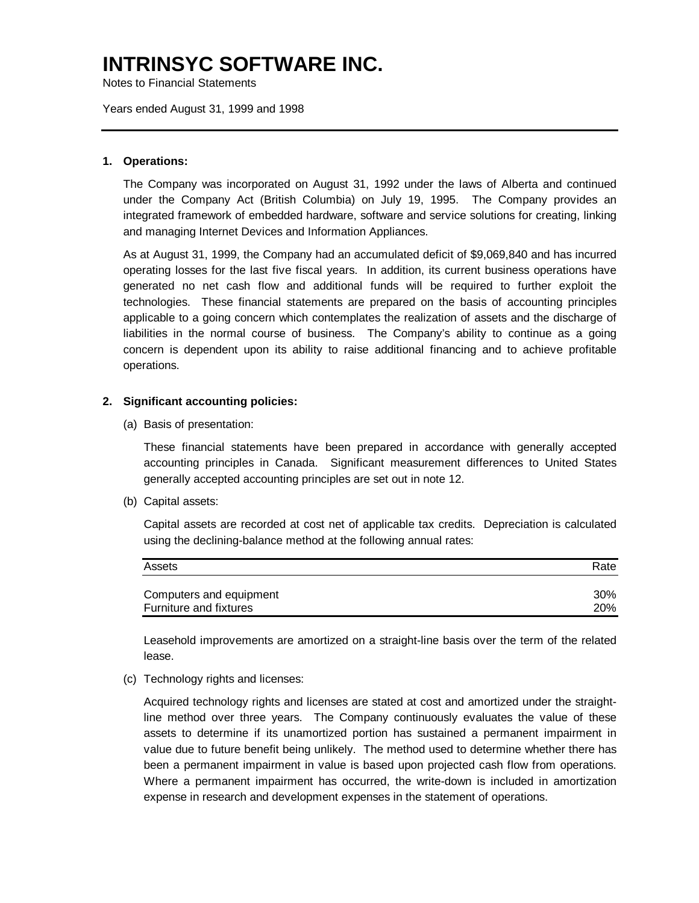# INTRINSYC SOFTWARE INC.

Notes to Financial Statements

Years ended August 31, 1999 and 1998

---

**1. Operations:**

The Company was incorporated on August 31, 1992 under the laws of Alberta and continued under the Company Act (British Columbia) on July 19, 1995. The Company provides an integrated framework of embedded hardware, software and service solutions for creating, linking and managing Internet Devices and Information Appliances.

As at August 31, 1999, the Company had an accumulated deficit of $9,069,840 and has incurred operating losses for the last five fiscal years. In addition, its current business operations have generated no net cash flow and additional funds will be required to further exploit the technologies. These financial statements are prepared on the basis of accounting principles applicable to a going concern which contemplates the realization of assets and the discharge of liabilities in the normal course of business. The Company's ability to continue as a going concern is dependent upon its ability to raise additional financing and to achieve profitable operations.

**2. Significant accounting policies:**

(a) Basis of presentation:

These financial statements have been prepared in accordance with generally accepted accounting principles in Canada. Significant measurement differences to United States generally accepted accounting principles are set out in note 12.

(b) Capital assets:

Capital assets are recorded at cost net of applicable tax credits. Depreciation is calculated using the declining-balance method at the following annual rates:

| Assets | Rate |
|---|---|
| Computers and equipment | 30% |
| Furniture and fixtures | 20% |

Leasehold improvements are amortized on a straight-line basis over the term of the related lease.

(c) Technology rights and licenses:

Acquired technology rights and licenses are stated at cost and amortized under the straight-line method over three years. The Company continuously evaluates the value of these assets to determine if its unamortized portion has sustained a permanent impairment in value due to future benefit being unlikely. The method used to determine whether there has been a permanent impairment in value is based upon projected cash flow from operations. Where a permanent impairment has occurred, the write-down is included in amortization expense in research and development expenses in the statement of operations.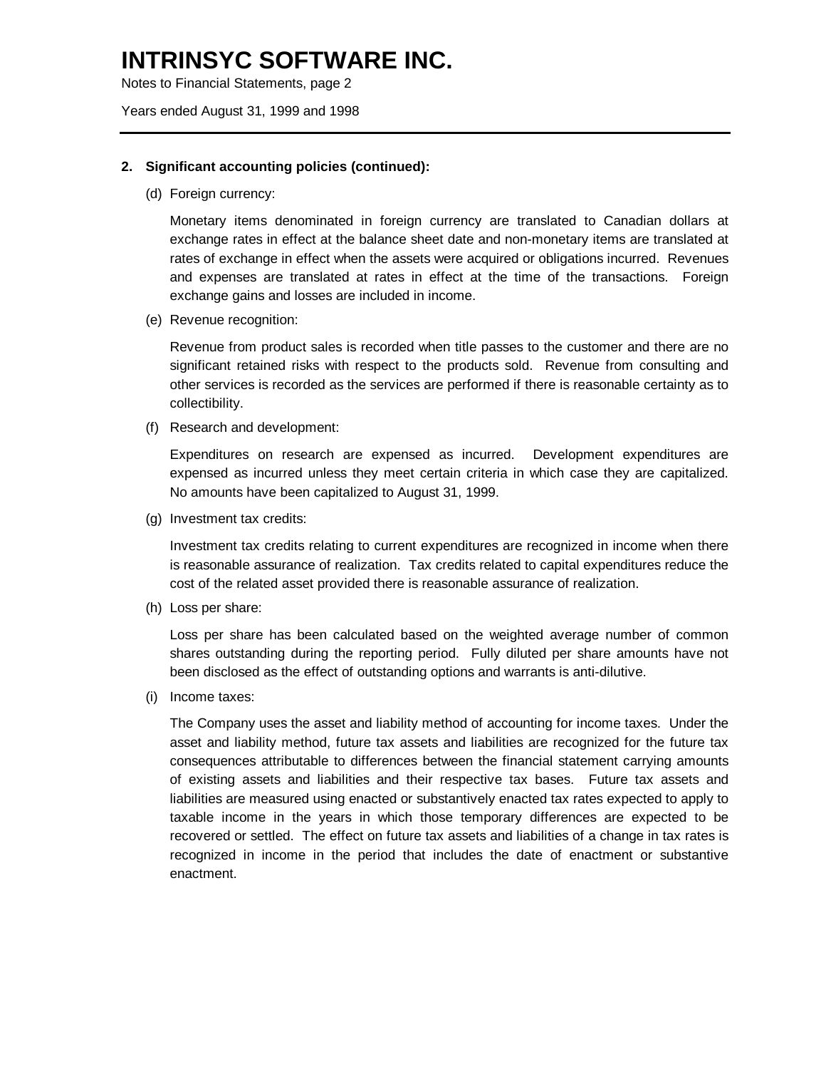**2. Significant accounting policies (continued):**

(d) Foreign currency:

Monetary items denominated in foreign currency are translated to Canadian dollars at exchange rates in effect at the balance sheet date and non-monetary items are translated at rates of exchange in effect when the assets were acquired or obligations incurred. Revenues and expenses are translated at rates in effect at the time of the transactions. Foreign exchange gains and losses are included in income.

(e) Revenue recognition:

Revenue from product sales is recorded when title passes to the customer and there are no significant retained risks with respect to the products sold. Revenue from consulting and other services is recorded as the services are performed if there is reasonable certainty as to collectibility.

(f) Research and development:

Expenditures on research are expensed as incurred. Development expenditures are expensed as incurred unless they meet certain criteria in which case they are capitalized. No amounts have been capitalized to August 31, 1999.

(g) Investment tax credits:

Investment tax credits relating to current expenditures are recognized in income when there is reasonable assurance of realization. Tax credits related to capital expenditures reduce the cost of the related asset provided there is reasonable assurance of realization.

(h) Loss per share:

Loss per share has been calculated based on the weighted average number of common shares outstanding during the reporting period. Fully diluted per share amounts have not been disclosed as the effect of outstanding options and warrants is anti-dilutive.

(i) Income taxes:

The Company uses the asset and liability method of accounting for income taxes. Under the asset and liability method, future tax assets and liabilities are recognized for the future tax consequences attributable to differences between the financial statement carrying amounts of existing assets and liabilities and their respective tax bases. Future tax assets and liabilities are measured using enacted or substantively enacted tax rates expected to apply to taxable income in the years in which those temporary differences are expected to be recovered or settled. The effect on future tax assets and liabilities of a change in tax rates is recognized in income in the period that includes the date of enactment or substantive enactment.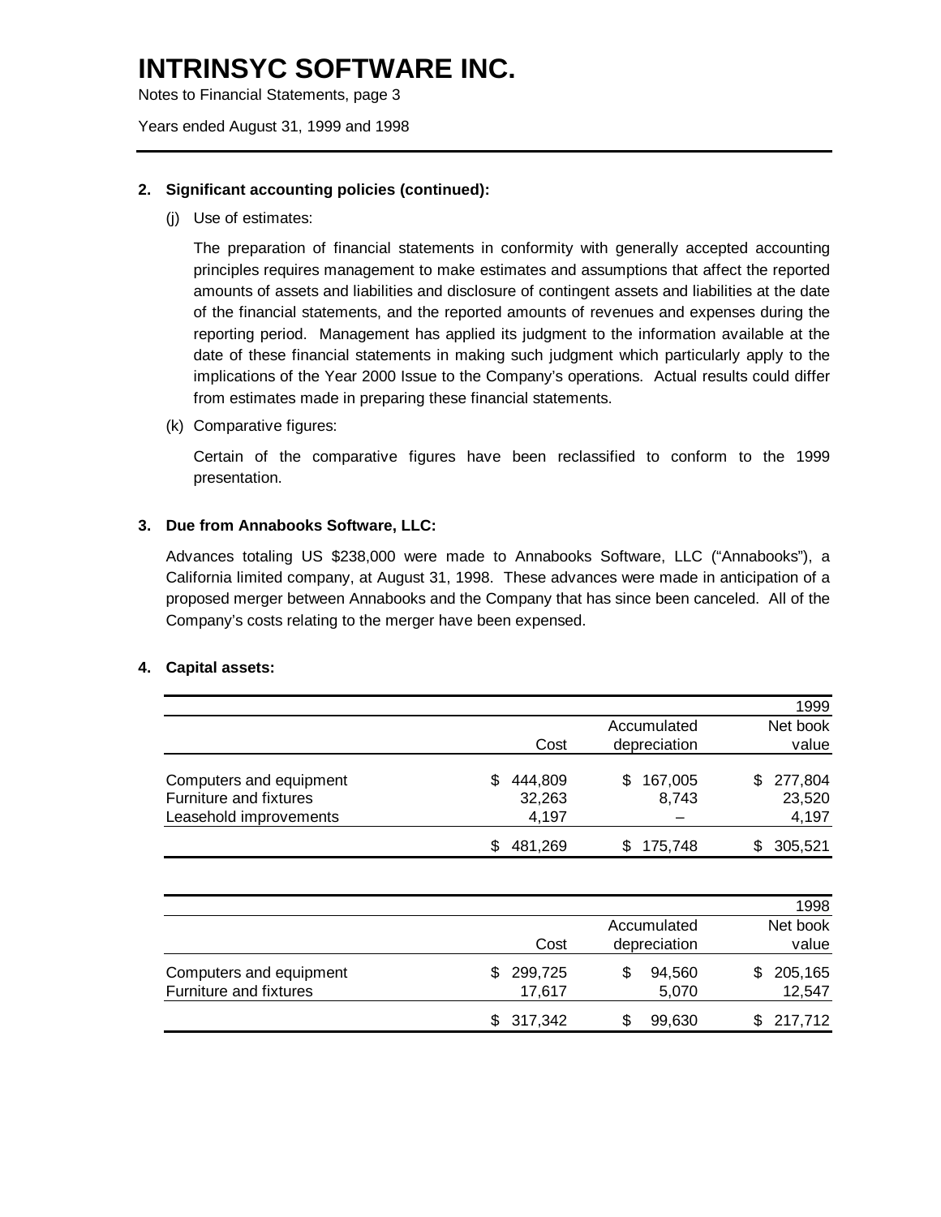# INTRINSYC SOFTWARE INC.

Notes to Financial Statements, page 3

Years ended August 31, 1999 and 1998

**2. Significant accounting policies (continued):**

(j) Use of estimates:

The preparation of financial statements in conformity with generally accepted accounting principles requires management to make estimates and assumptions that affect the reported amounts of assets and liabilities and disclosure of contingent assets and liabilities at the date of the financial statements, and the reported amounts of revenues and expenses during the reporting period. Management has applied its judgment to the information available at the date of these financial statements in making such judgment which particularly apply to the implications of the Year 2000 Issue to the Company's operations. Actual results could differ from estimates made in preparing these financial statements.

(k) Comparative figures:

Certain of the comparative figures have been reclassified to conform to the 1999 presentation.

**3. Due from Annabooks Software, LLC:**

Advances totaling US $238,000 were made to Annabooks Software, LLC ("Annabooks"), a California limited company, at August 31, 1998. These advances were made in anticipation of a proposed merger between Annabooks and the Company that has since been canceled. All of the Company's costs relating to the merger have been expensed.

**4. Capital assets:**

| | | | 1999 |
|---|---|---|---|
| | Cost | Accumulated depreciation | Net book value |
| Computers and equipment | $ 444,809 | $ 167,005 | $ 277,804 |
| Furniture and fixtures | 32,263 | 8,743 | 23,520 |
| Leasehold improvements | 4,197 | – | 4,197 |
| | $ 481,269 | $ 175,748 | $ 305,521 |

| | | | 1998 |
|---|---|---|---|
| | Cost | Accumulated depreciation | Net book value |
| Computers and equipment | $ 299,725 | $ 94,560 | $ 205,165 |
| Furniture and fixtures | 17,617 | 5,070 | 12,547 |
| | $ 317,342 | $ 99,630 | $ 217,712 |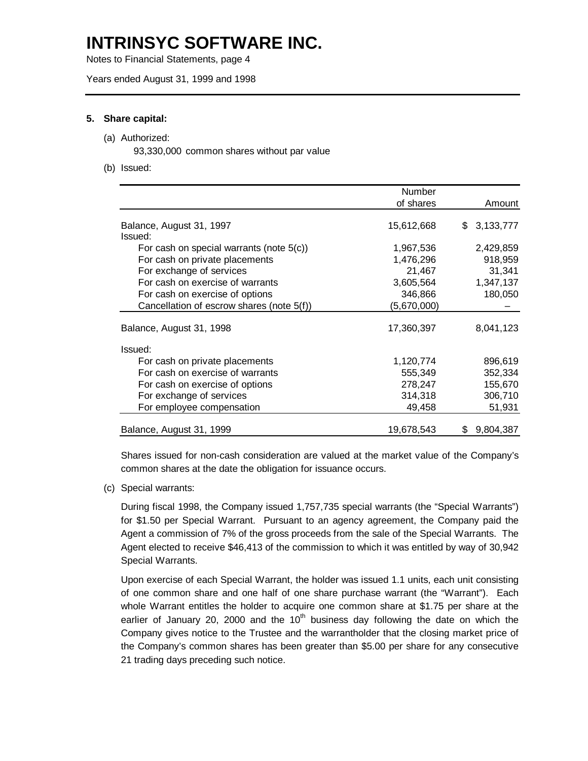# INTRINSYC SOFTWARE INC.

Notes to Financial Statements, page 4

Years ended August 31, 1999 and 1998

**5. Share capital:**

(a) Authorized:

93,330,000 common shares without par value

(b) Issued:

| | Number of shares | Amount |
|---|---|---|
| Balance, August 31, 1997 | 15,612,668 | $ 3,133,777 |
| Issued: | | |
| For cash on special warrants (note 5(c)) | 1,967,536 | 2,429,859 |
| For cash on private placements | 1,476,296 | 918,959 |
| For exchange of services | 21,467 | 31,341 |
| For cash on exercise of warrants | 3,605,564 | 1,347,137 |
| For cash on exercise of options | 346,866 | 180,050 |
| Cancellation of escrow shares (note 5(f)) | (5,670,000) | – |
| Balance, August 31, 1998 | 17,360,397 | 8,041,123 |
| Issued: | | |
| For cash on private placements | 1,120,774 | 896,619 |
| For cash on exercise of warrants | 555,349 | 352,334 |
| For cash on exercise of options | 278,247 | 155,670 |
| For exchange of services | 314,318 | 306,710 |
| For employee compensation | 49,458 | 51,931 |
| Balance, August 31, 1999 | 19,678,543 | $ 9,804,387 |

Shares issued for non-cash consideration are valued at the market value of the Company's common shares at the date the obligation for issuance occurs.

(c) Special warrants:

During fiscal 1998, the Company issued 1,757,735 special warrants (the "Special Warrants") for $1.50 per Special Warrant. Pursuant to an agency agreement, the Company paid the Agent a commission of 7% of the gross proceeds from the sale of the Special Warrants. The Agent elected to receive $46,413 of the commission to which it was entitled by way of 30,942 Special Warrants.

Upon exercise of each Special Warrant, the holder was issued 1.1 units, each unit consisting of one common share and one half of one share purchase warrant (the "Warrant"). Each whole Warrant entitles the holder to acquire one common share at $1.75 per share at the earlier of January 20, 2000 and the 10th business day following the date on which the Company gives notice to the Trustee and the warrantholder that the closing market price of the Company's common shares has been greater than $5.00 per share for any consecutive 21 trading days preceding such notice.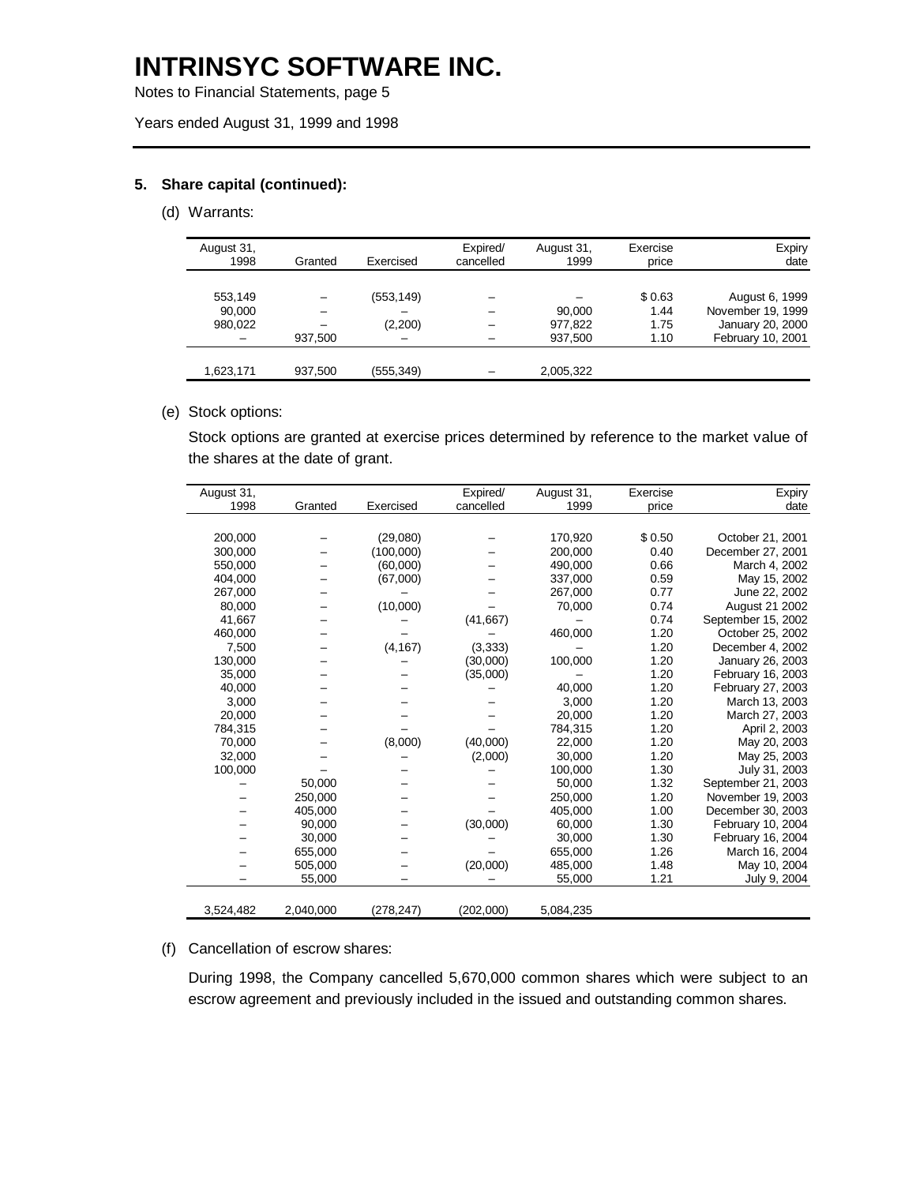# INTRINSYC SOFTWARE INC.

Notes to Financial Statements, page 5

Years ended August 31, 1999 and 1998

## 5. Share capital (continued):

(d) Warrants:

| August 31, 1998 | Granted | Exercised | Expired/ cancelled | August 31, 1999 | Exercise price | Expiry date |
|---|---|---|---|---|---|---|
| 553,149 | – | (553,149) | – | – | $ 0.63 | August 6, 1999 |
| 90,000 | – | – | – | 90,000 | 1.44 | November 19, 1999 |
| 980,022 | – | (2,200) | – | 977,822 | 1.75 | January 20, 2000 |
| – | 937,500 | – | – | 937,500 | 1.10 | February 10, 2001 |
| 1,623,171 | 937,500 | (555,349) | – | 2,005,322 | | |

(e) Stock options:

Stock options are granted at exercise prices determined by reference to the market value of the shares at the date of grant.

| August 31, 1998 | Granted | Exercised | Expired/ cancelled | August 31, 1999 | Exercise price | Expiry date |
|---|---|---|---|---|---|---|
| 200,000 | – | (29,080) | – | 170,920 | $ 0.50 | October 21, 2001 |
| 300,000 | – | (100,000) | – | 200,000 | 0.40 | December 27, 2001 |
| 550,000 | – | (60,000) | – | 490,000 | 0.66 | March 4, 2002 |
| 404,000 | – | (67,000) | – | 337,000 | 0.59 | May 15, 2002 |
| 267,000 | – | – | – | 267,000 | 0.77 | June 22, 2002 |
| 80,000 | – | (10,000) | – | 70,000 | 0.74 | August 21 2002 |
| 41,667 | – | – | (41,667) | – | 0.74 | September 15, 2002 |
| 460,000 | – | – | – | 460,000 | 1.20 | October 25, 2002 |
| 7,500 | – | (4,167) | (3,333) | – | 1.20 | December 4, 2002 |
| 130,000 | – | – | (30,000) | 100,000 | 1.20 | January 26, 2003 |
| 35,000 | – | – | (35,000) | – | 1.20 | February 16, 2003 |
| 40,000 | – | – | – | 40,000 | 1.20 | February 27, 2003 |
| 3,000 | – | – | – | 3,000 | 1.20 | March 13, 2003 |
| 20,000 | – | – | – | 20,000 | 1.20 | March 27, 2003 |
| 784,315 | – | – | – | 784,315 | 1.20 | April 2, 2003 |
| 70,000 | – | (8,000) | (40,000) | 22,000 | 1.20 | May 20, 2003 |
| 32,000 | – | – | (2,000) | 30,000 | 1.20 | May 25, 2003 |
| 100,000 | – | – | – | 100,000 | 1.30 | July 31, 2003 |
| – | 50,000 | – | – | 50,000 | 1.32 | September 21, 2003 |
| – | 250,000 | – | – | 250,000 | 1.20 | November 19, 2003 |
| – | 405,000 | – | – | 405,000 | 1.00 | December 30, 2003 |
| – | 90,000 | – | (30,000) | 60,000 | 1.30 | February 10, 2004 |
| – | 30,000 | – | – | 30,000 | 1.30 | February 16, 2004 |
| – | 655,000 | – | – | 655,000 | 1.26 | March 16, 2004 |
| – | 505,000 | – | (20,000) | 485,000 | 1.48 | May 10, 2004 |
| – | 55,000 | – | – | 55,000 | 1.21 | July 9, 2004 |
| 3,524,482 | 2,040,000 | (278,247) | (202,000) | 5,084,235 | | |

(f) Cancellation of escrow shares:

During 1998, the Company cancelled 5,670,000 common shares which were subject to an escrow agreement and previously included in the issued and outstanding common shares.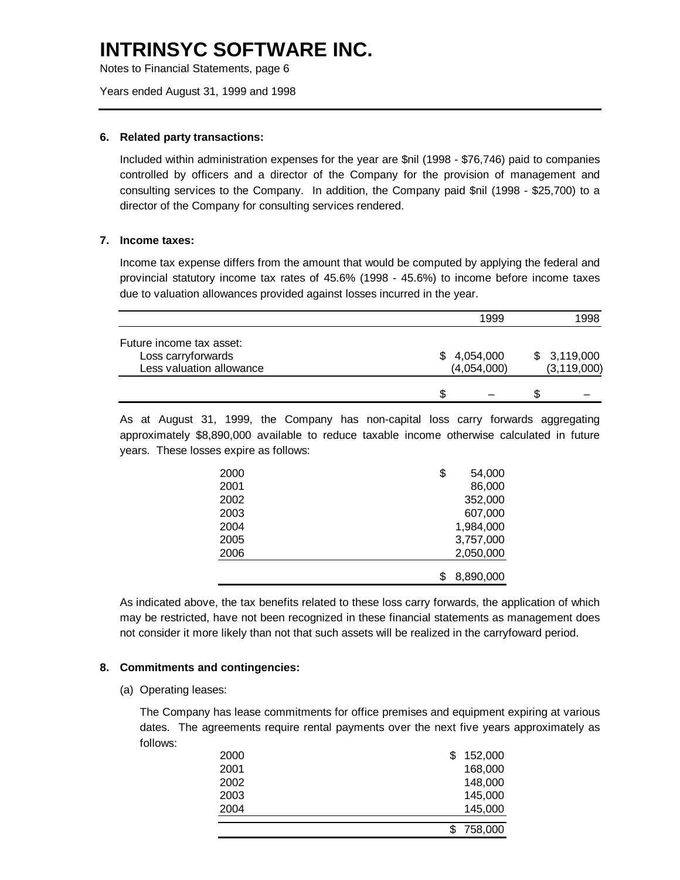# INTRINSYC SOFTWARE INC.

Notes to Financial Statements, page 6

Years ended August 31, 1999 and 1998

**6. Related party transactions:**

Included within administration expenses for the year are $nil (1998 - $76,746) paid to companies controlled by officers and a director of the Company for the provision of management and consulting services to the Company. In addition, the Company paid $nil (1998 - $25,700) to a director of the Company for consulting services rendered.

**7. Income taxes:**

Income tax expense differs from the amount that would be computed by applying the federal and provincial statutory income tax rates of 45.6% (1998 - 45.6%) to income before income taxes due to valuation allowances provided against losses incurred in the year.

| | 1999 | 1998 |
|---|---|---|
| Future income tax asset: | | |
| Loss carryforwards | $ 4,054,000 | $ 3,119,000 |
| Less valuation allowance | (4,054,000) | (3,119,000) |
| | $ – | $ – |

As at August 31, 1999, the Company has non-capital loss carry forwards aggregating approximately $8,890,000 available to reduce taxable income otherwise calculated in future years. These losses expire as follows:

| | |
|---|---|
| 2000 | $ 54,000 |
| 2001 | 86,000 |
| 2002 | 352,000 |
| 2003 | 607,000 |
| 2004 | 1,984,000 |
| 2005 | 3,757,000 |
| 2006 | 2,050,000 |
| | $ 8,890,000 |

As indicated above, the tax benefits related to these loss carry forwards, the application of which may be restricted, have not been recognized in these financial statements as management does not consider it more likely than not that such assets will be realized in the carryfoward period.

**8. Commitments and contingencies:**

(a) Operating leases:

The Company has lease commitments for office premises and equipment expiring at various dates. The agreements require rental payments over the next five years approximately as follows:

| | |
|---|---|
| 2000 | $ 152,000 |
| 2001 | 168,000 |
| 2002 | 148,000 |
| 2003 | 145,000 |
| 2004 | 145,000 |
| | $ 758,000 |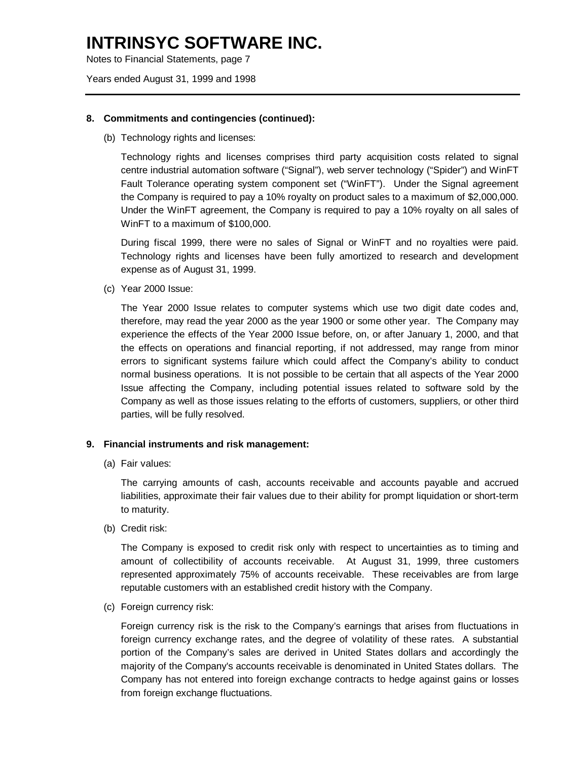**8. Commitments and contingencies (continued):**

(b) Technology rights and licenses:

Technology rights and licenses comprises third party acquisition costs related to signal centre industrial automation software ("Signal"), web server technology ("Spider") and WinFT Fault Tolerance operating system component set ("WinFT"). Under the Signal agreement the Company is required to pay a 10% royalty on product sales to a maximum of $2,000,000. Under the WinFT agreement, the Company is required to pay a 10% royalty on all sales of WinFT to a maximum of $100,000.

During fiscal 1999, there were no sales of Signal or WinFT and no royalties were paid. Technology rights and licenses have been fully amortized to research and development expense as of August 31, 1999.

(c) Year 2000 Issue:

The Year 2000 Issue relates to computer systems which use two digit date codes and, therefore, may read the year 2000 as the year 1900 or some other year. The Company may experience the effects of the Year 2000 Issue before, on, or after January 1, 2000, and that the effects on operations and financial reporting, if not addressed, may range from minor errors to significant systems failure which could affect the Company's ability to conduct normal business operations. It is not possible to be certain that all aspects of the Year 2000 Issue affecting the Company, including potential issues related to software sold by the Company as well as those issues relating to the efforts of customers, suppliers, or other third parties, will be fully resolved.

**9. Financial instruments and risk management:**

(a) Fair values:

The carrying amounts of cash, accounts receivable and accounts payable and accrued liabilities, approximate their fair values due to their ability for prompt liquidation or short-term to maturity.

(b) Credit risk:

The Company is exposed to credit risk only with respect to uncertainties as to timing and amount of collectibility of accounts receivable. At August 31, 1999, three customers represented approximately 75% of accounts receivable. These receivables are from large reputable customers with an established credit history with the Company.

(c) Foreign currency risk:

Foreign currency risk is the risk to the Company's earnings that arises from fluctuations in foreign currency exchange rates, and the degree of volatility of these rates. A substantial portion of the Company's sales are derived in United States dollars and accordingly the majority of the Company's accounts receivable is denominated in United States dollars. The Company has not entered into foreign exchange contracts to hedge against gains or losses from foreign exchange fluctuations.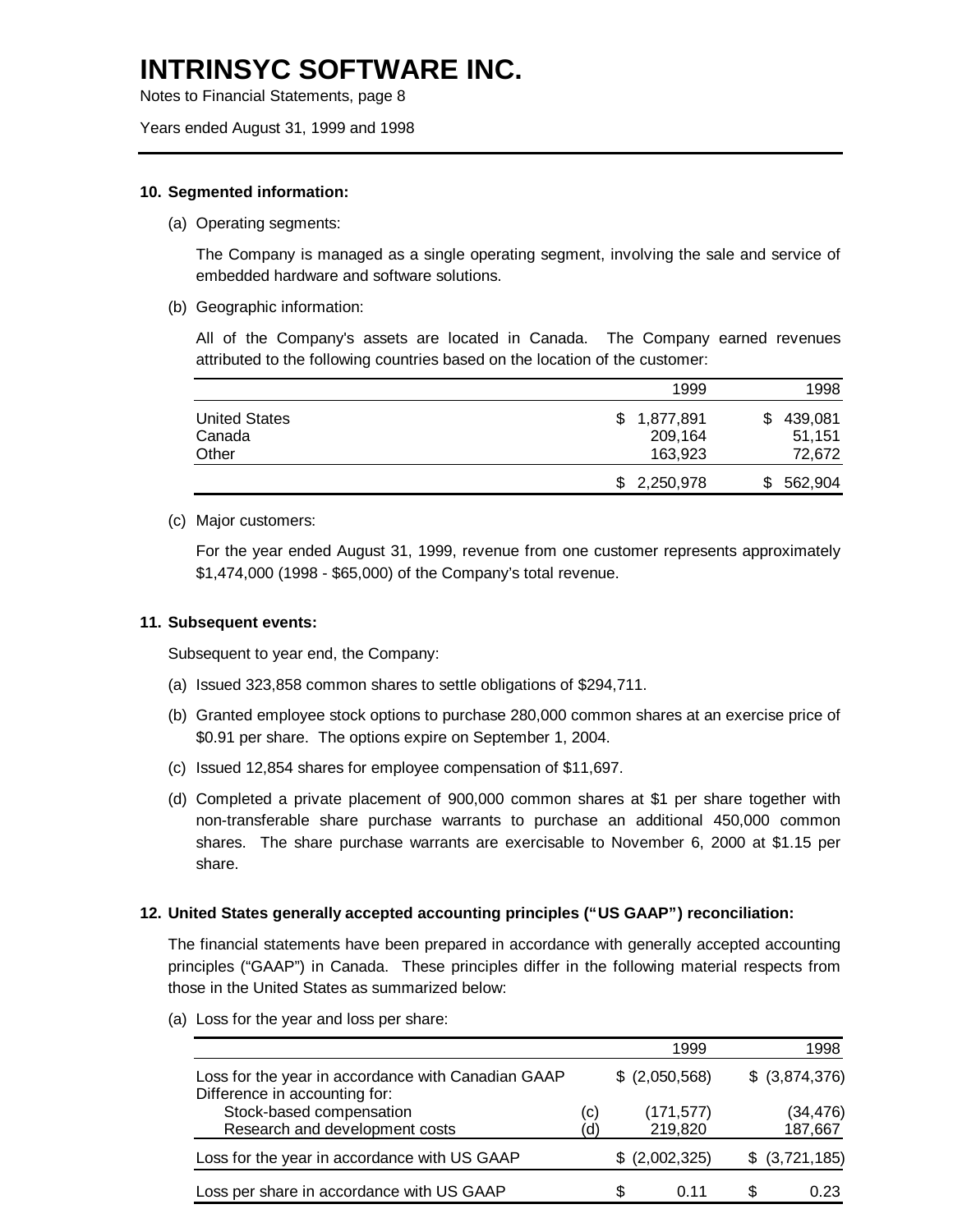# INTRINSYC SOFTWARE INC.

Notes to Financial Statements, page 8

Years ended August 31, 1999 and 1998

**10. Segmented information:**

(a) Operating segments:

The Company is managed as a single operating segment, involving the sale and service of embedded hardware and software solutions.

(b) Geographic information:

All of the Company's assets are located in Canada. The Company earned revenues attributed to the following countries based on the location of the customer:

| | 1999 | 1998 |
|---|---|---|
| United States | $ 1,877,891 | $ 439,081 |
| Canada | 209,164 | 51,151 |
| Other | 163,923 | 72,672 |
| | $ 2,250,978 | $ 562,904 |

(c) Major customers:

For the year ended August 31, 1999, revenue from one customer represents approximately $1,474,000 (1998 - $65,000) of the Company's total revenue.

**11. Subsequent events:**

Subsequent to year end, the Company:

(a) Issued 323,858 common shares to settle obligations of $294,711.

(b) Granted employee stock options to purchase 280,000 common shares at an exercise price of $0.91 per share. The options expire on September 1, 2004.

(c) Issued 12,854 shares for employee compensation of $11,697.

(d) Completed a private placement of 900,000 common shares at $1 per share together with non-transferable share purchase warrants to purchase an additional 450,000 common shares. The share purchase warrants are exercisable to November 6, 2000 at $1.15 per share.

**12. United States generally accepted accounting principles ("US GAAP") reconciliation:**

The financial statements have been prepared in accordance with generally accepted accounting principles ("GAAP") in Canada. These principles differ in the following material respects from those in the United States as summarized below:

(a) Loss for the year and loss per share:

| | | 1999 | 1998 |
|---|---|---|---|
| Loss for the year in accordance with Canadian GAAP | | $ (2,050,568) | $ (3,874,376) |
| Difference in accounting for: | | | |
| Stock-based compensation | (c) | (171,577) | (34,476) |
| Research and development costs | (d) | 219,820 | 187,667 |
| Loss for the year in accordance with US GAAP | | $ (2,002,325) | $ (3,721,185) |
| Loss per share in accordance with US GAAP | | $ 0.11 | $ 0.23 |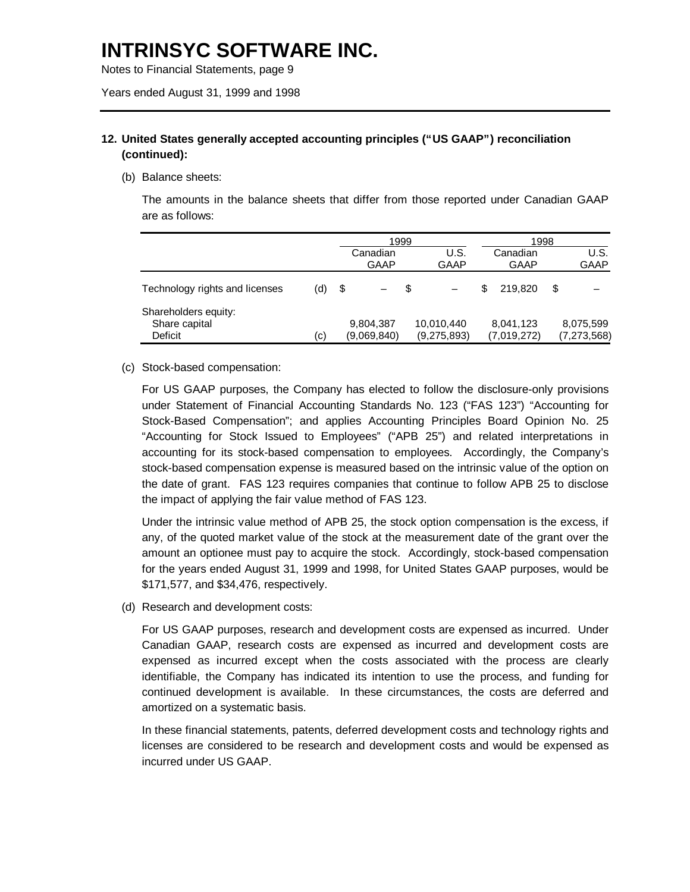## 12. United States generally accepted accounting principles ("US GAAP") reconciliation (continued):

(b) Balance sheets:

The amounts in the balance sheets that differ from those reported under Canadian GAAP are as follows:

| | | 1999 | | 1998 | |
|---|---|---|---|---|---|
| | | Canadian GAAP | U.S. GAAP | Canadian GAAP | U.S. GAAP |
| Technology rights and licenses | (d) | $ – | $ – | $ 219,820 | $ – |
| Shareholders equity: | | | | | |
| Share capital | | 9,804,387 | 10,010,440 | 8,041,123 | 8,075,599 |
| Deficit | (c) | (9,069,840) | (9,275,893) | (7,019,272) | (7,273,568) |

(c) Stock-based compensation:

For US GAAP purposes, the Company has elected to follow the disclosure-only provisions under Statement of Financial Accounting Standards No. 123 ("FAS 123") "Accounting for Stock-Based Compensation"; and applies Accounting Principles Board Opinion No. 25 "Accounting for Stock Issued to Employees" ("APB 25") and related interpretations in accounting for its stock-based compensation to employees. Accordingly, the Company's stock-based compensation expense is measured based on the intrinsic value of the option on the date of grant. FAS 123 requires companies that continue to follow APB 25 to disclose the impact of applying the fair value method of FAS 123.

Under the intrinsic value method of APB 25, the stock option compensation is the excess, if any, of the quoted market value of the stock at the measurement date of the grant over the amount an optionee must pay to acquire the stock. Accordingly, stock-based compensation for the years ended August 31, 1999 and 1998, for United States GAAP purposes, would be $171,577, and $34,476, respectively.

(d) Research and development costs:

For US GAAP purposes, research and development costs are expensed as incurred. Under Canadian GAAP, research costs are expensed as incurred and development costs are expensed as incurred except when the costs associated with the process are clearly identifiable, the Company has indicated its intention to use the process, and funding for continued development is available. In these circumstances, the costs are deferred and amortized on a systematic basis.

In these financial statements, patents, deferred development costs and technology rights and licenses are considered to be research and development costs and would be expensed as incurred under US GAAP.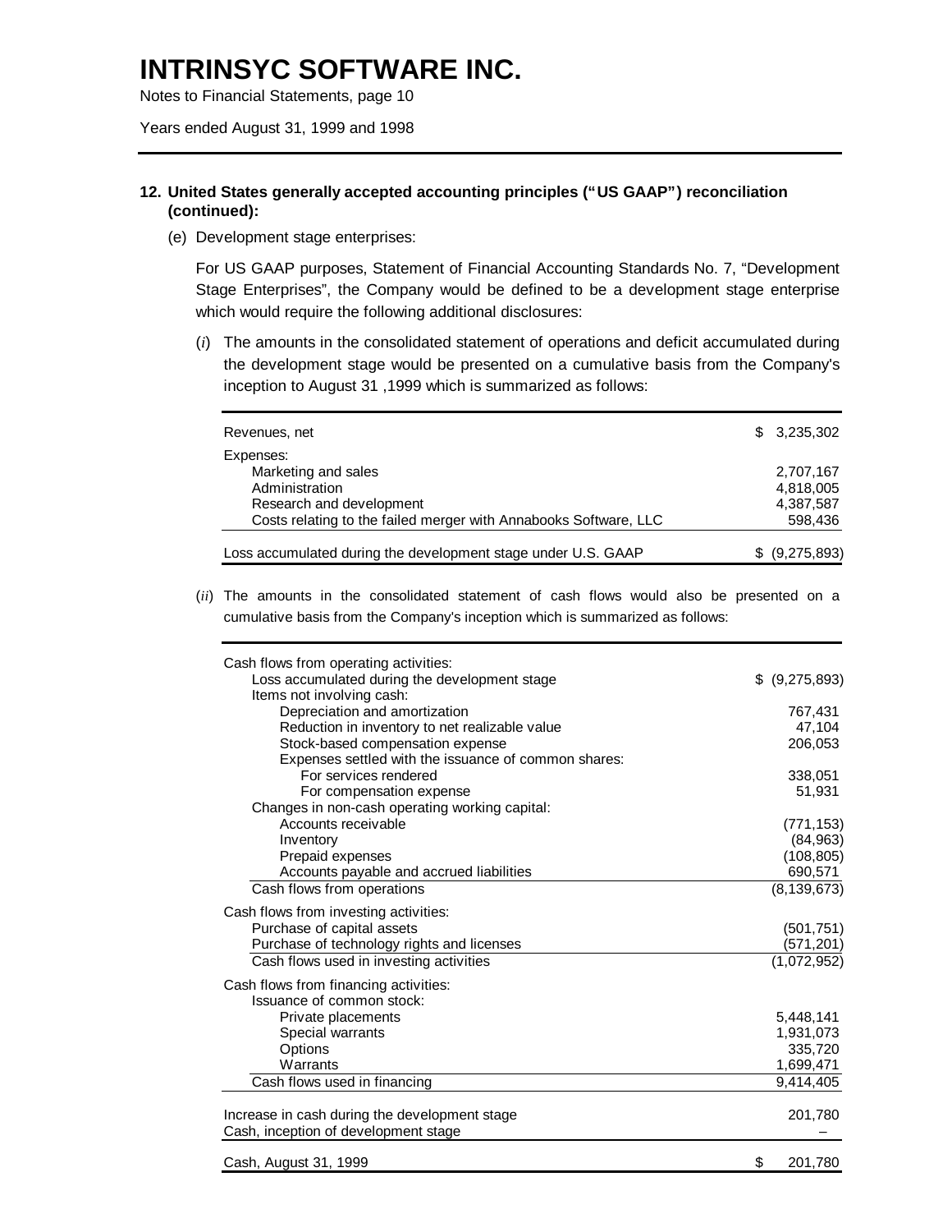# INTRINSYC SOFTWARE INC.

Notes to Financial Statements, page 10

Years ended August 31, 1999 and 1998

**12. United States generally accepted accounting principles ("US GAAP") reconciliation (continued):**

(e) Development stage enterprises:

For US GAAP purposes, Statement of Financial Accounting Standards No. 7, "Development Stage Enterprises", the Company would be defined to be a development stage enterprise which would require the following additional disclosures:

(*i*) The amounts in the consolidated statement of operations and deficit accumulated during the development stage would be presented on a cumulative basis from the Company's inception to August 31 ,1999 which is summarized as follows:

| | |
|---|---|
| Revenues, net | $ 3,235,302 |
| Expenses: | |
| Marketing and sales | 2,707,167 |
| Administration | 4,818,005 |
| Research and development | 4,387,587 |
| Costs relating to the failed merger with Annabooks Software, LLC | 598,436 |
| Loss accumulated during the development stage under U.S. GAAP | $ (9,275,893) |

(*ii*) The amounts in the consolidated statement of cash flows would also be presented on a cumulative basis from the Company's inception which is summarized as follows:

| | |
|---|---|
| Cash flows from operating activities: | |
| Loss accumulated during the development stage | $ (9,275,893) |
| Items not involving cash: | |
| Depreciation and amortization | 767,431 |
| Reduction in inventory to net realizable value | 47,104 |
| Stock-based compensation expense | 206,053 |
| Expenses settled with the issuance of common shares: | |
| For services rendered | 338,051 |
| For compensation expense | 51,931 |
| Changes in non-cash operating working capital: | |
| Accounts receivable | (771,153) |
| Inventory | (84,963) |
| Prepaid expenses | (108,805) |
| Accounts payable and accrued liabilities | 690,571 |
| Cash flows from operations | (8,139,673) |
| Cash flows from investing activities: | |
| Purchase of capital assets | (501,751) |
| Purchase of technology rights and licenses | (571,201) |
| Cash flows used in investing activities | (1,072,952) |
| Cash flows from financing activities: | |
| Issuance of common stock: | |
| Private placements | 5,448,141 |
| Special warrants | 1,931,073 |
| Options | 335,720 |
| Warrants | 1,699,471 |
| Cash flows used in financing | 9,414,405 |
| Increase in cash during the development stage | 201,780 |
| Cash, inception of development stage | – |
| Cash, August 31, 1999 | $ 201,780 |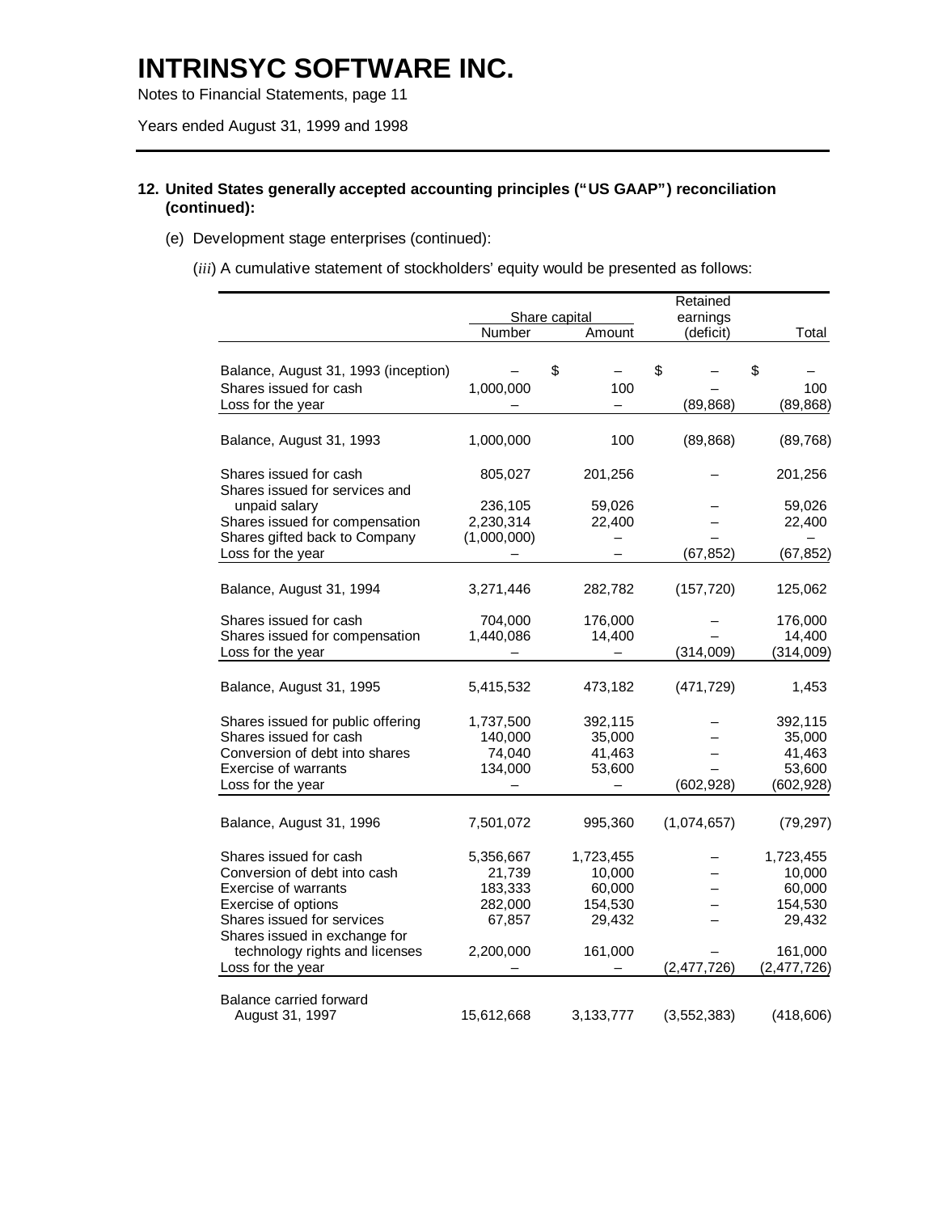# INTRINSYC SOFTWARE INC.

Notes to Financial Statements, page 11

Years ended August 31, 1999 and 1998

## 12. United States generally accepted accounting principles ("US GAAP") reconciliation (continued):

(e) Development stage enterprises (continued):

(*iii*) A cumulative statement of stockholders' equity would be presented as follows:

| | Share capital | | Retained earnings | |
|---|---|---|---|---|
| | Number | Amount | (deficit) | Total |
| Balance, August 31, 1993 (inception) | – | $ – | $ – | $ – |
| Shares issued for cash | 1,000,000 | 100 | – | 100 |
| Loss for the year | – | – | (89,868) | (89,868) |
| Balance, August 31, 1993 | 1,000,000 | 100 | (89,868) | (89,768) |
| Shares issued for cash | 805,027 | 201,256 | – | 201,256 |
| Shares issued for services and unpaid salary | 236,105 | 59,026 | – | 59,026 |
| Shares issued for compensation | 2,230,314 | 22,400 | – | 22,400 |
| Shares gifted back to Company | (1,000,000) | – | – | – |
| Loss for the year | – | – | (67,852) | (67,852) |
| Balance, August 31, 1994 | 3,271,446 | 282,782 | (157,720) | 125,062 |
| Shares issued for cash | 704,000 | 176,000 | – | 176,000 |
| Shares issued for compensation | 1,440,086 | 14,400 | – | 14,400 |
| Loss for the year | – | – | (314,009) | (314,009) |
| Balance, August 31, 1995 | 5,415,532 | 473,182 | (471,729) | 1,453 |
| Shares issued for public offering | 1,737,500 | 392,115 | – | 392,115 |
| Shares issued for cash | 140,000 | 35,000 | – | 35,000 |
| Conversion of debt into shares | 74,040 | 41,463 | – | 41,463 |
| Exercise of warrants | 134,000 | 53,600 | – | 53,600 |
| Loss for the year | – | – | (602,928) | (602,928) |
| Balance, August 31, 1996 | 7,501,072 | 995,360 | (1,074,657) | (79,297) |
| Shares issued for cash | 5,356,667 | 1,723,455 | – | 1,723,455 |
| Conversion of debt into cash | 21,739 | 10,000 | – | 10,000 |
| Exercise of warrants | 183,333 | 60,000 | – | 60,000 |
| Exercise of options | 282,000 | 154,530 | – | 154,530 |
| Shares issued for services | 67,857 | 29,432 | – | 29,432 |
| Shares issued in exchange for technology rights and licenses | 2,200,000 | 161,000 | – | 161,000 |
| Loss for the year | – | – | (2,477,726) | (2,477,726) |
| Balance carried forward August 31, 1997 | 15,612,668 | 3,133,777 | (3,552,383) | (418,606) |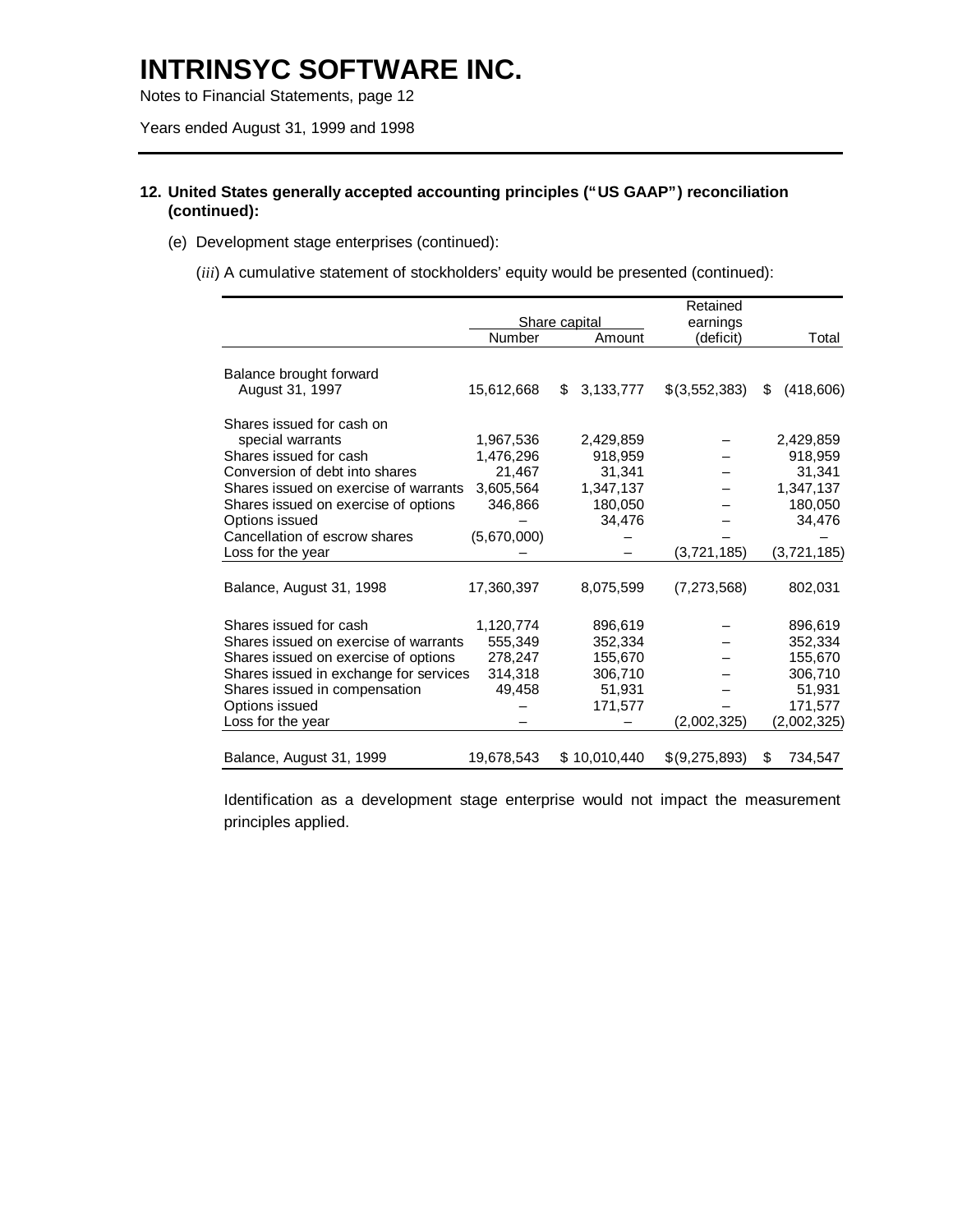# INTRINSYC SOFTWARE INC.

Notes to Financial Statements, page 12

Years ended August 31, 1999 and 1998

**12. United States generally accepted accounting principles ("US GAAP") reconciliation (continued):**

(e) Development stage enterprises (continued):

(*iii*) A cumulative statement of stockholders' equity would be presented (continued):

| | Share capital | | Retained earnings | |
|---|---|---|---|---|
| | Number | Amount | (deficit) | Total |
| Balance brought forward August 31, 1997 | 15,612,668 | $ 3,133,777 | $(3,552,383) | $ (418,606) |
| Shares issued for cash on special warrants | 1,967,536 | 2,429,859 | – | 2,429,859 |
| Shares issued for cash | 1,476,296 | 918,959 | – | 918,959 |
| Conversion of debt into shares | 21,467 | 31,341 | – | 31,341 |
| Shares issued on exercise of warrants | 3,605,564 | 1,347,137 | – | 1,347,137 |
| Shares issued on exercise of options | 346,866 | 180,050 | – | 180,050 |
| Options issued | – | 34,476 | – | 34,476 |
| Cancellation of escrow shares | (5,670,000) | – | – | – |
| Loss for the year | – | – | (3,721,185) | (3,721,185) |
| Balance, August 31, 1998 | 17,360,397 | 8,075,599 | (7,273,568) | 802,031 |
| Shares issued for cash | 1,120,774 | 896,619 | – | 896,619 |
| Shares issued on exercise of warrants | 555,349 | 352,334 | – | 352,334 |
| Shares issued on exercise of options | 278,247 | 155,670 | – | 155,670 |
| Shares issued in exchange for services | 314,318 | 306,710 | – | 306,710 |
| Shares issued in compensation | 49,458 | 51,931 | – | 51,931 |
| Options issued | – | 171,577 | – | 171,577 |
| Loss for the year | – | – | (2,002,325) | (2,002,325) |
| Balance, August 31, 1999 | 19,678,543 | $ 10,010,440 | $(9,275,893) | $ 734,547 |

Identification as a development stage enterprise would not impact the measurement principles applied.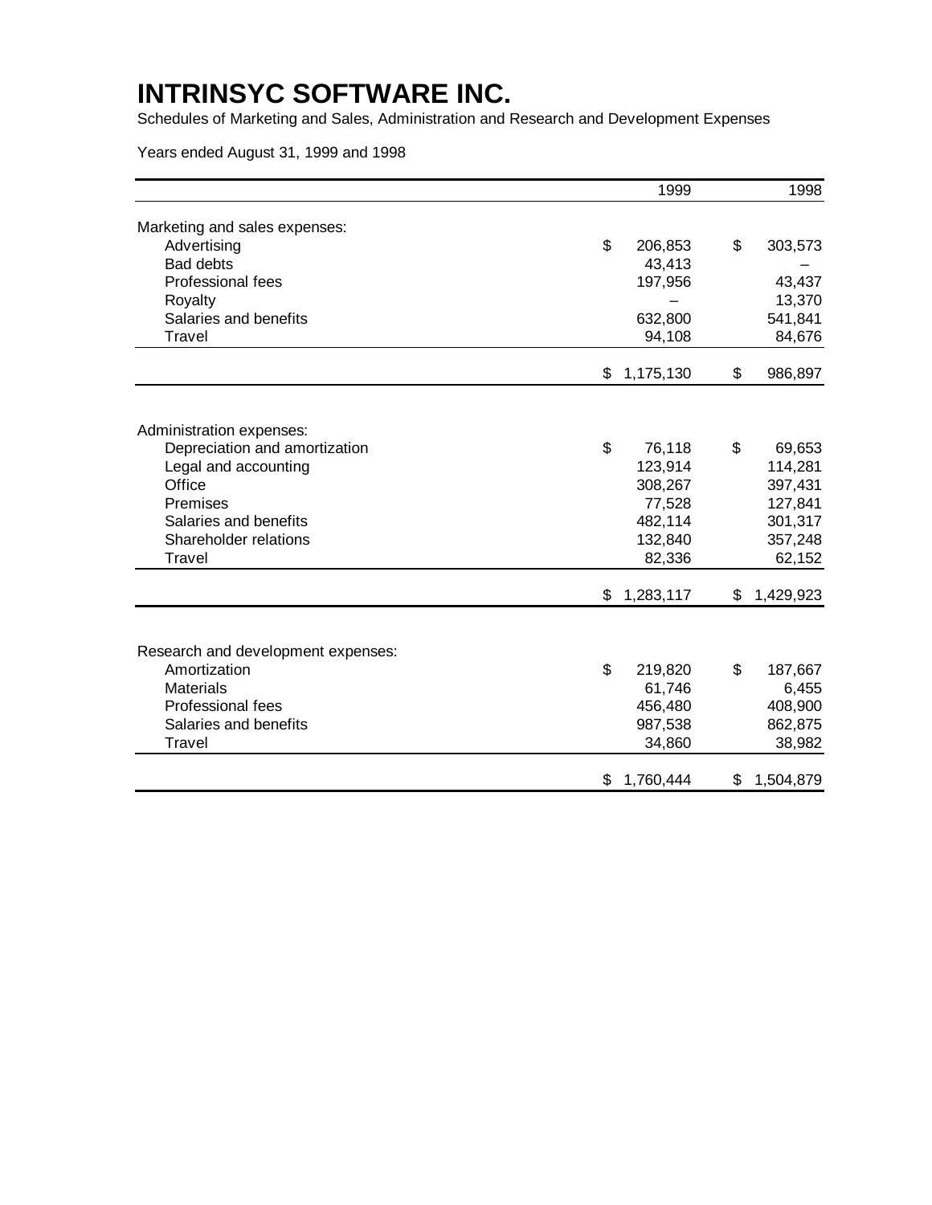# INTRINSYC SOFTWARE INC.

Schedules of Marketing and Sales, Administration and Research and Development Expenses

Years ended August 31, 1999 and 1998

| | 1999 | 1998 |
|---|---|---|
| Marketing and sales expenses: | | |
| Advertising | $ 206,853 | $ 303,573 |
| Bad debts | 43,413 | – |
| Professional fees | 197,956 | 43,437 |
| Royalty | – | 13,370 |
| Salaries and benefits | 632,800 | 541,841 |
| Travel | 94,108 | 84,676 |
| | $ 1,175,130 | $ 986,897 |
| Administration expenses: | | |
| Depreciation and amortization | $ 76,118 | $ 69,653 |
| Legal and accounting | 123,914 | 114,281 |
| Office | 308,267 | 397,431 |
| Premises | 77,528 | 127,841 |
| Salaries and benefits | 482,114 | 301,317 |
| Shareholder relations | 132,840 | 357,248 |
| Travel | 82,336 | 62,152 |
| | $ 1,283,117 | $ 1,429,923 |
| Research and development expenses: | | |
| Amortization | $ 219,820 | $ 187,667 |
| Materials | 61,746 | 6,455 |
| Professional fees | 456,480 | 408,900 |
| Salaries and benefits | 987,538 | 862,875 |
| Travel | 34,860 | 38,982 |
| | $ 1,760,444 | $ 1,504,879 |